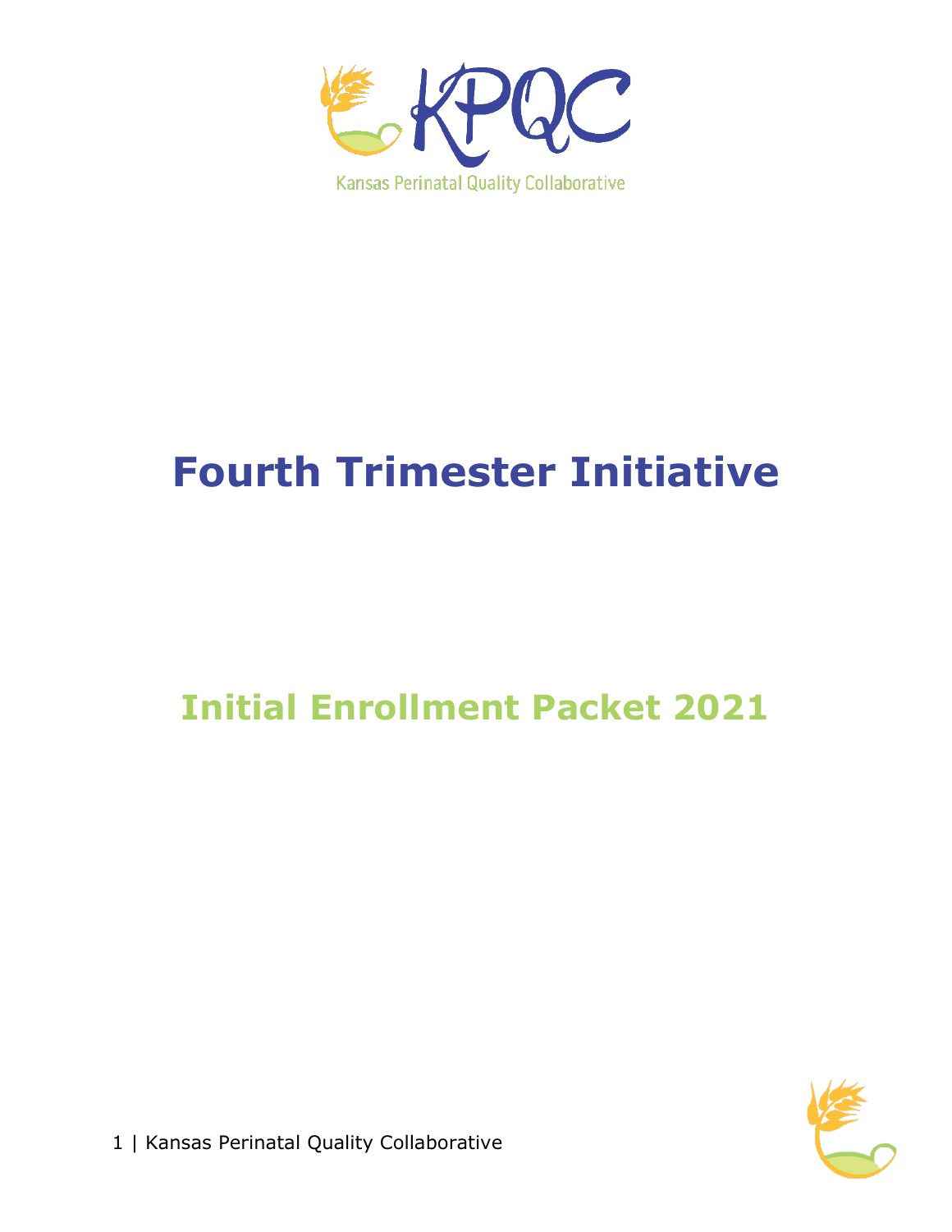KPQC

Kansas Perinatal Quality Collaborative

# Fourth Trimester Initiative

## Initial Enrollment Packet 2021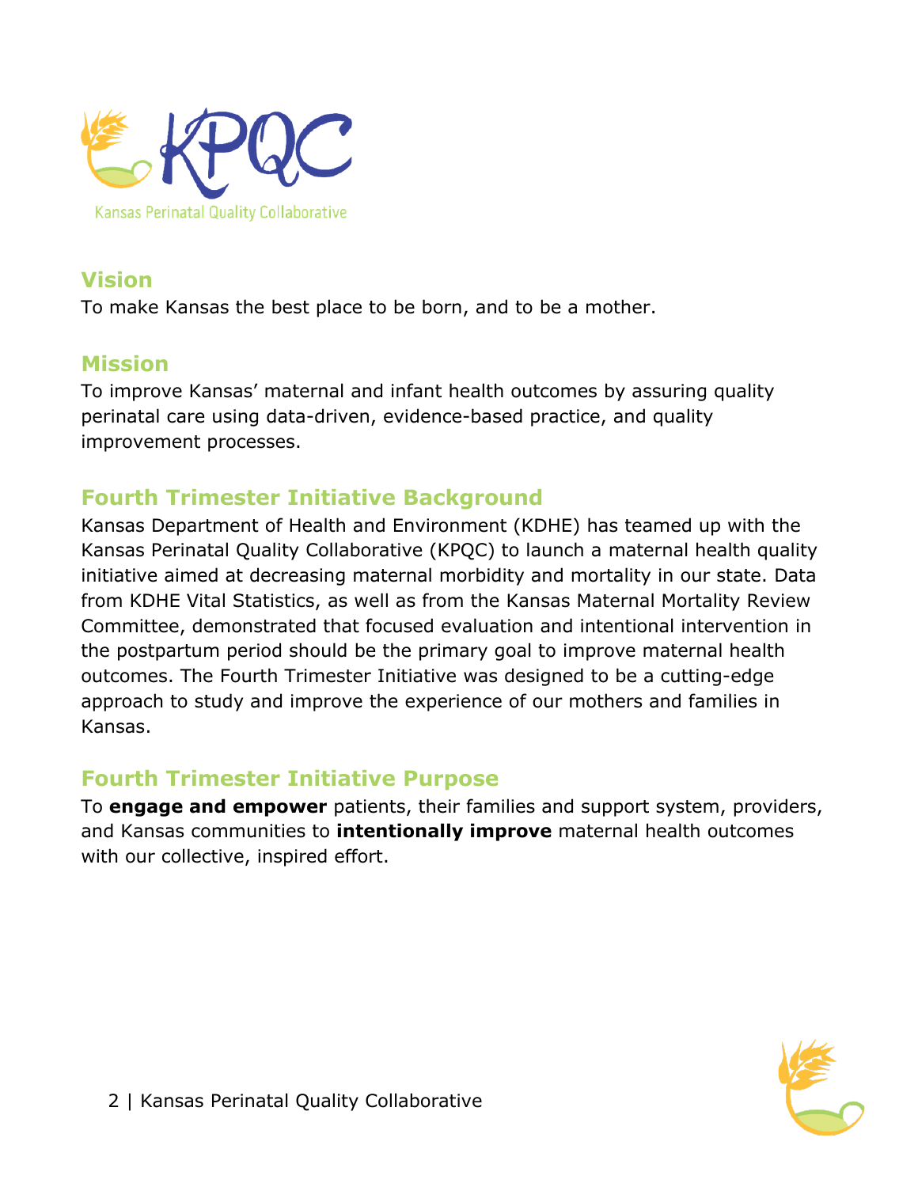KPQC

Kansas Perinatal Quality Collaborative

## Vision

To make Kansas the best place to be born, and to be a mother.

## Mission

To improve Kansas' maternal and infant health outcomes by assuring quality perinatal care using data-driven, evidence-based practice, and quality improvement processes.

## Fourth Trimester Initiative Background

Kansas Department of Health and Environment (KDHE) has teamed up with the Kansas Perinatal Quality Collaborative (KPQC) to launch a maternal health quality initiative aimed at decreasing maternal morbidity and mortality in our state. Data from KDHE Vital Statistics, as well as from the Kansas Maternal Mortality Review Committee, demonstrated that focused evaluation and intentional intervention in the postpartum period should be the primary goal to improve maternal health outcomes. The Fourth Trimester Initiative was designed to be a cutting-edge approach to study and improve the experience of our mothers and families in Kansas.

## Fourth Trimester Initiative Purpose

To **engage and empower** patients, their families and support system, providers, and Kansas communities to **intentionally improve** maternal health outcomes with our collective, inspired effort.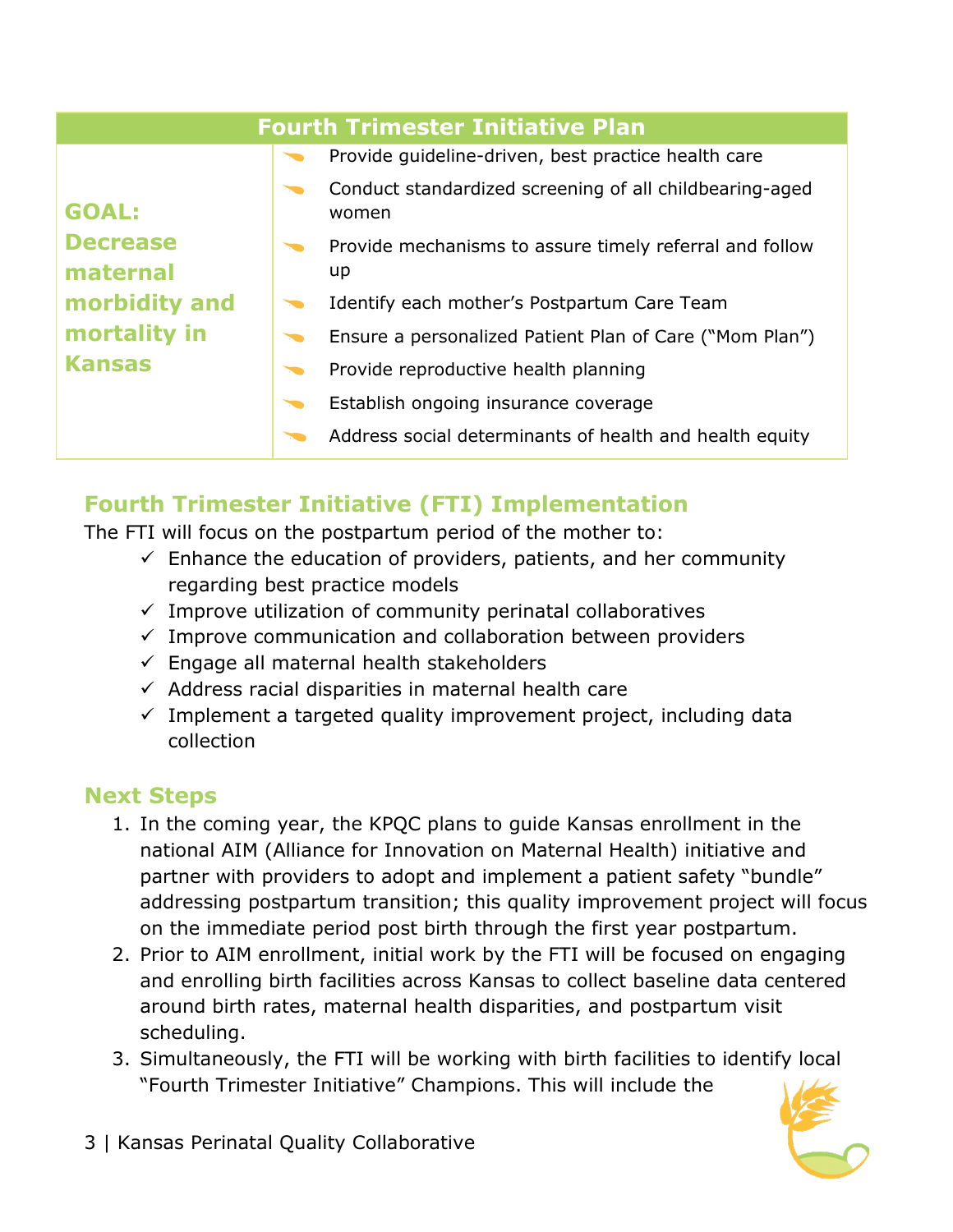| Fourth Trimester Initiative Plan | |
|---|---|
| **GOAL: Decrease maternal morbidity and mortality in Kansas** | - Provide guideline-driven, best practice health care<br>- Conduct standardized screening of all childbearing-aged women<br>- Provide mechanisms to assure timely referral and follow up<br>- Identify each mother's Postpartum Care Team<br>- Ensure a personalized Patient Plan of Care ("Mom Plan")<br>- Provide reproductive health planning<br>- Establish ongoing insurance coverage<br>- Address social determinants of health and health equity |

## Fourth Trimester Initiative (FTI) Implementation

The FTI will focus on the postpartum period of the mother to:

- ✓ Enhance the education of providers, patients, and her community regarding best practice models
- ✓ Improve utilization of community perinatal collaboratives
- ✓ Improve communication and collaboration between providers
- ✓ Engage all maternal health stakeholders
- ✓ Address racial disparities in maternal health care
- ✓ Implement a targeted quality improvement project, including data collection

## Next Steps

1. In the coming year, the KPQC plans to guide Kansas enrollment in the national AIM (Alliance for Innovation on Maternal Health) initiative and partner with providers to adopt and implement a patient safety "bundle" addressing postpartum transition; this quality improvement project will focus on the immediate period post birth through the first year postpartum.
2. Prior to AIM enrollment, initial work by the FTI will be focused on engaging and enrolling birth facilities across Kansas to collect baseline data centered around birth rates, maternal health disparities, and postpartum visit scheduling.
3. Simultaneously, the FTI will be working with birth facilities to identify local "Fourth Trimester Initiative" Champions. This will include the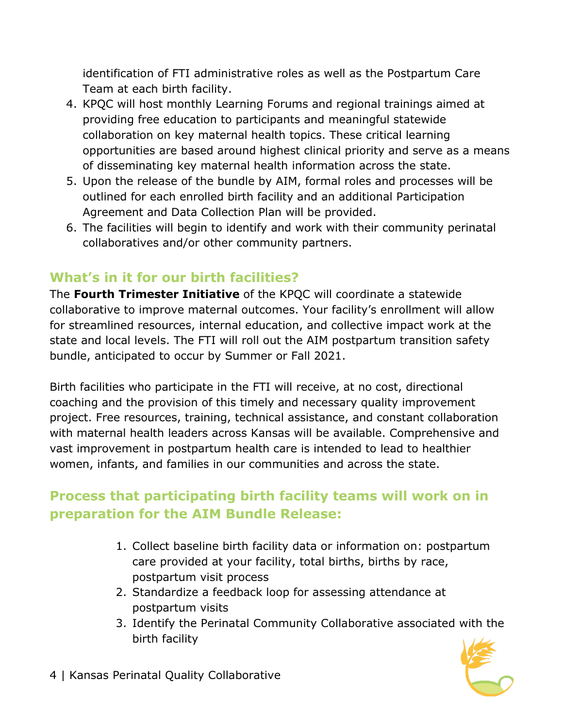identification of FTI administrative roles as well as the Postpartum Care Team at each birth facility.

4. KPQC will host monthly Learning Forums and regional trainings aimed at providing free education to participants and meaningful statewide collaboration on key maternal health topics. These critical learning opportunities are based around highest clinical priority and serve as a means of disseminating key maternal health information across the state.
5. Upon the release of the bundle by AIM, formal roles and processes will be outlined for each enrolled birth facility and an additional Participation Agreement and Data Collection Plan will be provided.
6. The facilities will begin to identify and work with their community perinatal collaboratives and/or other community partners.

## What's in it for our birth facilities?

The **Fourth Trimester Initiative** of the KPQC will coordinate a statewide collaborative to improve maternal outcomes. Your facility's enrollment will allow for streamlined resources, internal education, and collective impact work at the state and local levels. The FTI will roll out the AIM postpartum transition safety bundle, anticipated to occur by Summer or Fall 2021.

Birth facilities who participate in the FTI will receive, at no cost, directional coaching and the provision of this timely and necessary quality improvement project. Free resources, training, technical assistance, and constant collaboration with maternal health leaders across Kansas will be available. Comprehensive and vast improvement in postpartum health care is intended to lead to healthier women, infants, and families in our communities and across the state.

## Process that participating birth facility teams will work on in preparation for the AIM Bundle Release:

1. Collect baseline birth facility data or information on: postpartum care provided at your facility, total births, births by race, postpartum visit process
2. Standardize a feedback loop for assessing attendance at postpartum visits
3. Identify the Perinatal Community Collaborative associated with the birth facility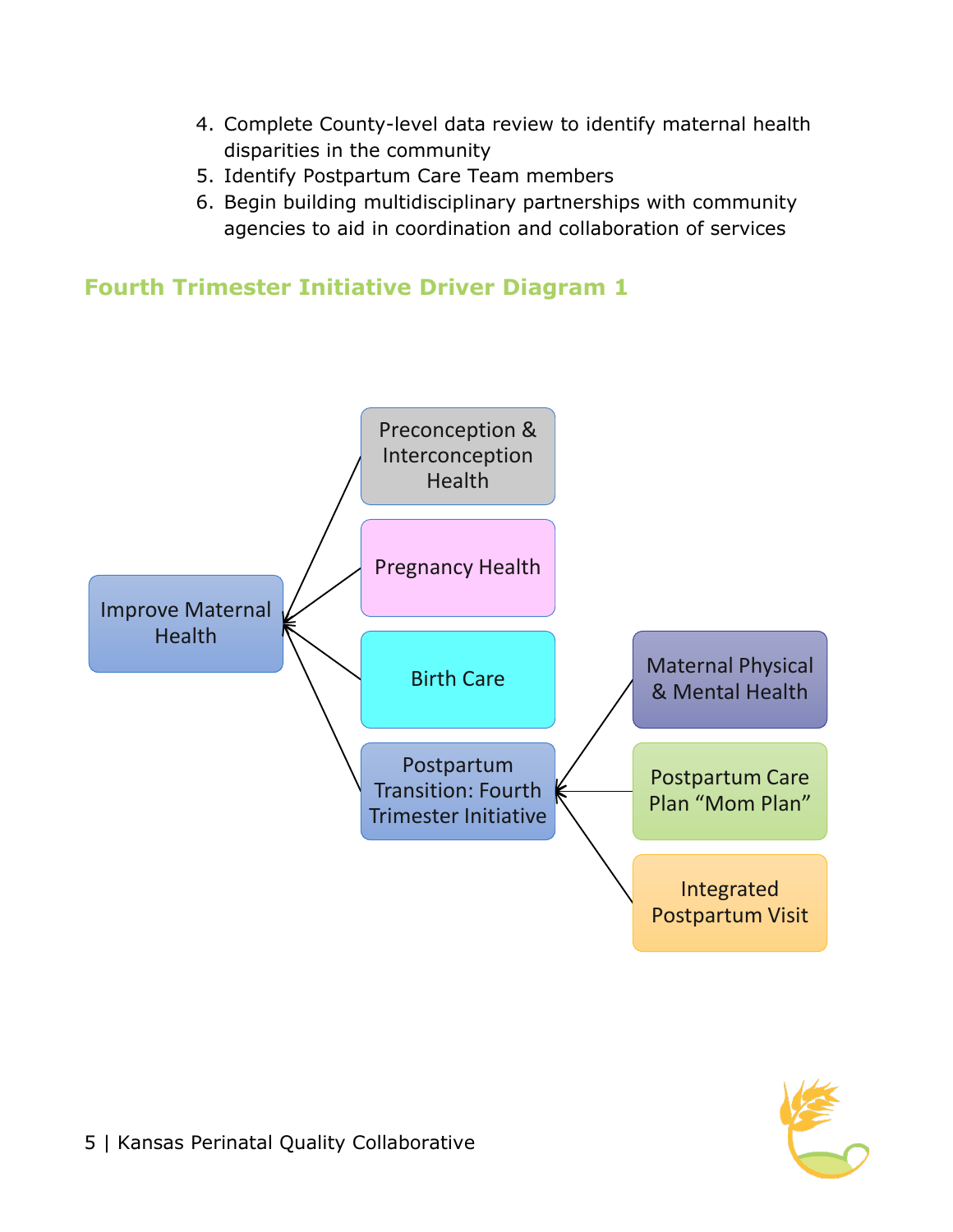4. Complete County-level data review to identify maternal health disparities in the community
5. Identify Postpartum Care Team members
6. Begin building multidisciplinary partnerships with community agencies to aid in coordination and collaboration of services

## Fourth Trimester Initiative Driver Diagram 1

Improve Maternal Health

- Preconception & Interconception Health
- Pregnancy Health
- Birth Care
- Postpartum Transition: Fourth Trimester Initiative
  - Maternal Physical & Mental Health
  - Postpartum Care Plan "Mom Plan"
  - Integrated Postpartum Visit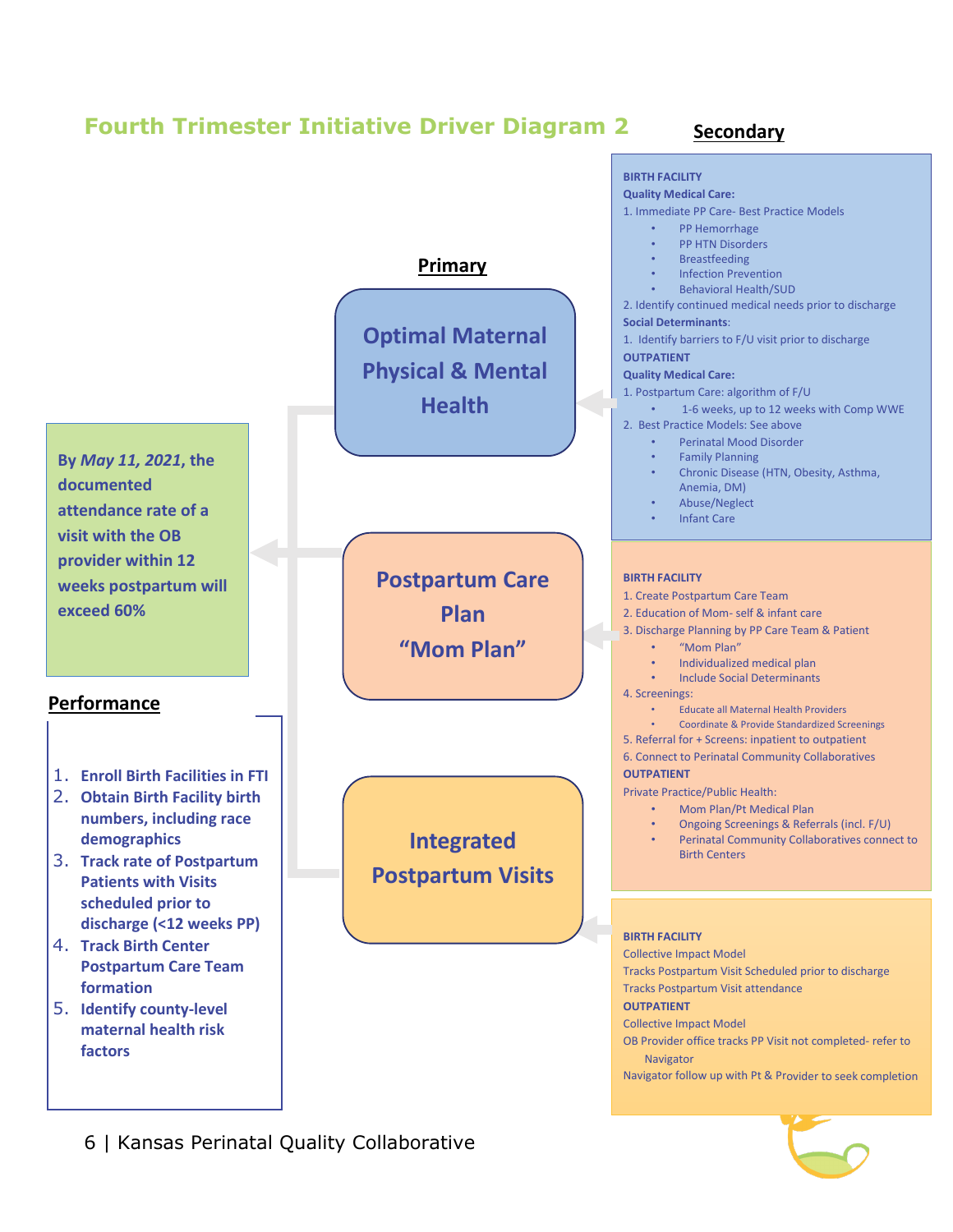## Fourth Trimester Initiative Driver Diagram 2

By ***May 11, 2021***, the documented attendance rate of a visit with the OB provider within 12 weeks postpartum will exceed 60%

### Performance

1. Enroll Birth Facilities in FTI
2. Obtain Birth Facility birth numbers, including race demographics
3. Track rate of Postpartum Patients with Visits scheduled prior to discharge (<12 weeks PP)
4. Track Birth Center Postpartum Care Team formation
5. Identify county-level maternal health risk factors

### Primary

**Optimal Maternal Physical & Mental Health**

**Postpartum Care Plan "Mom Plan"**

**Integrated Postpartum Visits**

### Secondary

**Optimal Maternal Physical & Mental Health**

**BIRTH FACILITY**

**Quality Medical Care:**

1. Immediate PP Care- Best Practice Models
   - PP Hemorrhage
   - PP HTN Disorders
   - Breastfeeding
   - Infection Prevention
   - Behavioral Health/SUD
2. Identify continued medical needs prior to discharge

**Social Determinants**:

1. Identify barriers to F/U visit prior to discharge

**OUTPATIENT**

**Quality Medical Care:**

1. Postpartum Care: algorithm of F/U
   - 1-6 weeks, up to 12 weeks with Comp WWE
2. Best Practice Models: See above
   - Perinatal Mood Disorder
   - Family Planning
   - Chronic Disease (HTN, Obesity, Asthma, Anemia, DM)
   - Abuse/Neglect
   - Infant Care

**Postpartum Care Plan "Mom Plan"**

**BIRTH FACILITY**

1. Create Postpartum Care Team
2. Education of Mom- self & infant care
3. Discharge Planning by PP Care Team & Patient
   - "Mom Plan"
   - Individualized medical plan
   - Include Social Determinants
4. Screenings:
   - Educate all Maternal Health Providers
   - Coordinate & Provide Standardized Screenings
5. Referral for + Screens: inpatient to outpatient
6. Connect to Perinatal Community Collaboratives

**OUTPATIENT**

Private Practice/Public Health:

- Mom Plan/Pt Medical Plan
- Ongoing Screenings & Referrals (incl. F/U)
- Perinatal Community Collaboratives connect to Birth Centers

**Integrated Postpartum Visits**

**BIRTH FACILITY**

Collective Impact Model

Tracks Postpartum Visit Scheduled prior to discharge

Tracks Postpartum Visit attendance

**OUTPATIENT**

Collective Impact Model

OB Provider office tracks PP Visit not completed- refer to Navigator

Navigator follow up with Pt & Provider to seek completion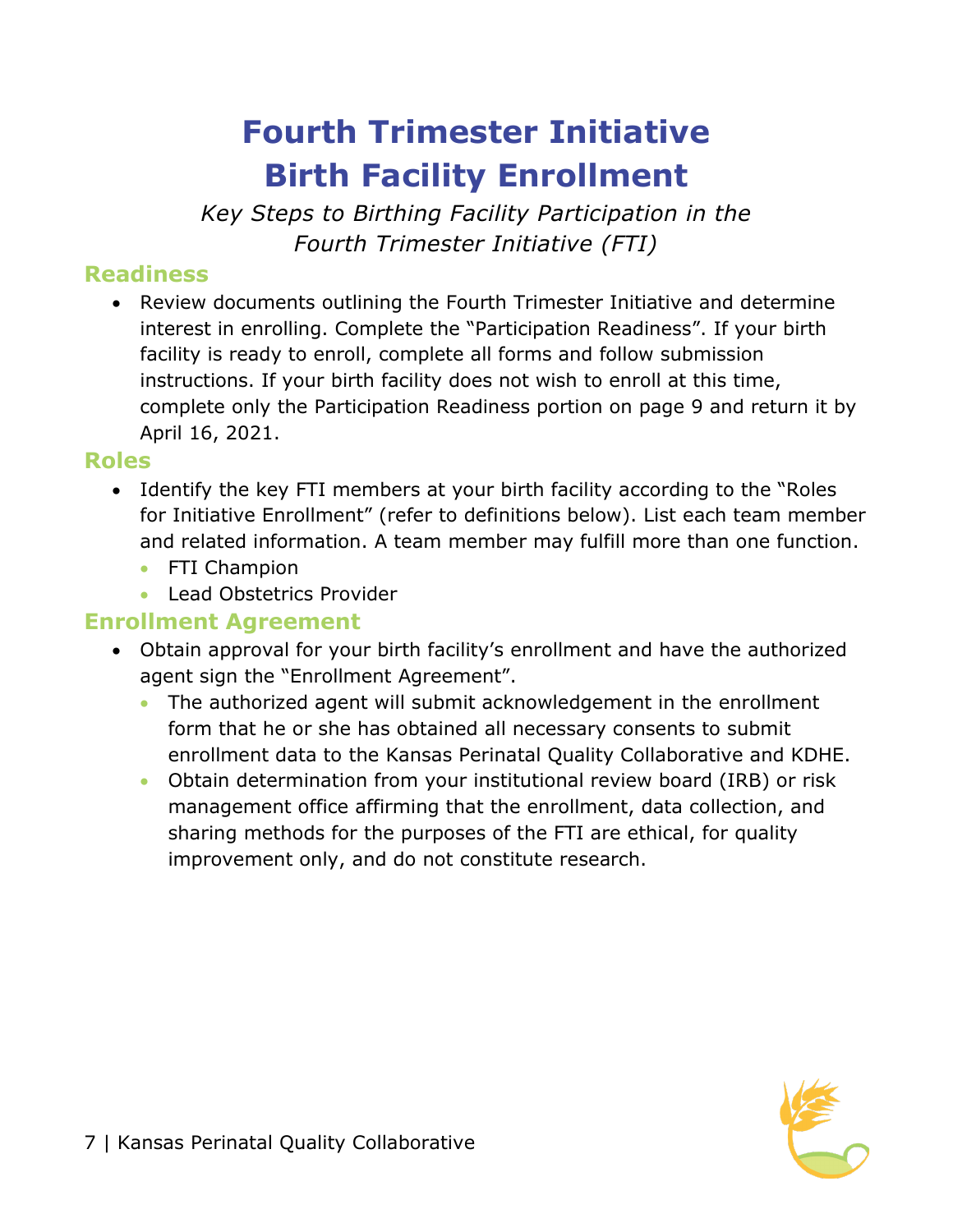# Fourth Trimester Initiative Birth Facility Enrollment

*Key Steps to Birthing Facility Participation in the Fourth Trimester Initiative (FTI)*

## Readiness

- Review documents outlining the Fourth Trimester Initiative and determine interest in enrolling. Complete the "Participation Readiness". If your birth facility is ready to enroll, complete all forms and follow submission instructions. If your birth facility does not wish to enroll at this time, complete only the Participation Readiness portion on page 9 and return it by April 16, 2021.

## Roles

- Identify the key FTI members at your birth facility according to the "Roles for Initiative Enrollment" (refer to definitions below). List each team member and related information. A team member may fulfill more than one function.
  - FTI Champion
  - Lead Obstetrics Provider

## Enrollment Agreement

- Obtain approval for your birth facility's enrollment and have the authorized agent sign the "Enrollment Agreement".
  - The authorized agent will submit acknowledgement in the enrollment form that he or she has obtained all necessary consents to submit enrollment data to the Kansas Perinatal Quality Collaborative and KDHE.
  - Obtain determination from your institutional review board (IRB) or risk management office affirming that the enrollment, data collection, and sharing methods for the purposes of the FTI are ethical, for quality improvement only, and do not constitute research.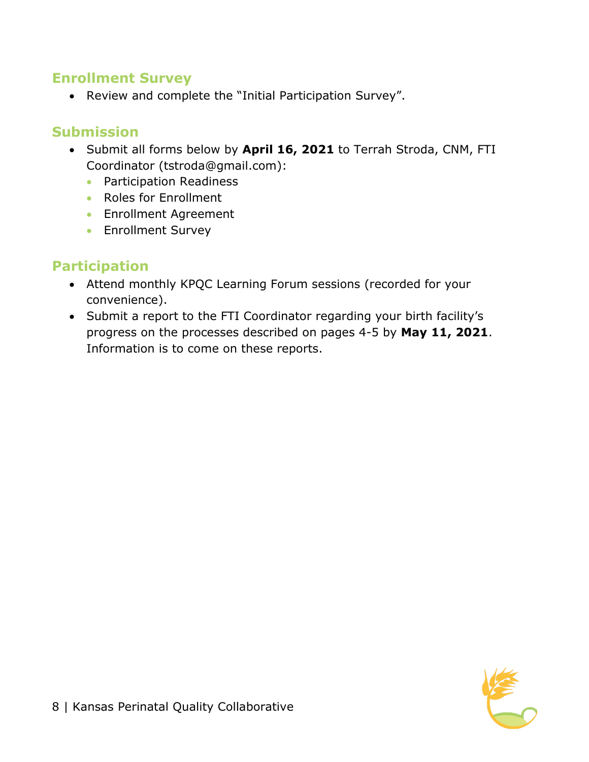## Enrollment Survey

- Review and complete the "Initial Participation Survey".

## Submission

- Submit all forms below by **April 16, 2021** to Terrah Stroda, CNM, FTI Coordinator (tstroda@gmail.com):
  - Participation Readiness
  - Roles for Enrollment
  - Enrollment Agreement
  - Enrollment Survey

## Participation

- Attend monthly KPQC Learning Forum sessions (recorded for your convenience).
- Submit a report to the FTI Coordinator regarding your birth facility's progress on the processes described on pages 4-5 by **May 11, 2021**. Information is to come on these reports.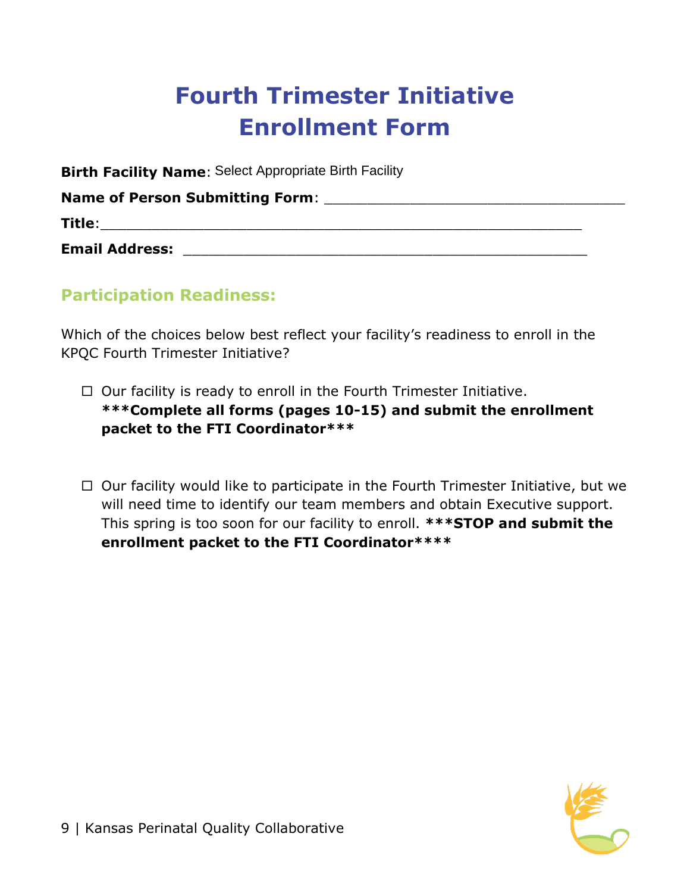# Fourth Trimester Initiative Enrollment Form

**Birth Facility Name**: Select Appropriate Birth Facility

**Name of Person Submitting Form**: ___________________________________

**Title**:________________________________________________________

**Email Address:** ________________________________________________

## Participation Readiness:

Which of the choices below best reflect your facility's readiness to enroll in the KPQC Fourth Trimester Initiative?

☐ Our facility is ready to enroll in the Fourth Trimester Initiative. **\*\*\*Complete all forms (pages 10-15) and submit the enrollment packet to the FTI Coordinator\*\*\***

☐ Our facility would like to participate in the Fourth Trimester Initiative, but we will need time to identify our team members and obtain Executive support. This spring is too soon for our facility to enroll. **\*\*\*STOP and submit the enrollment packet to the FTI Coordinator\*\*\*\***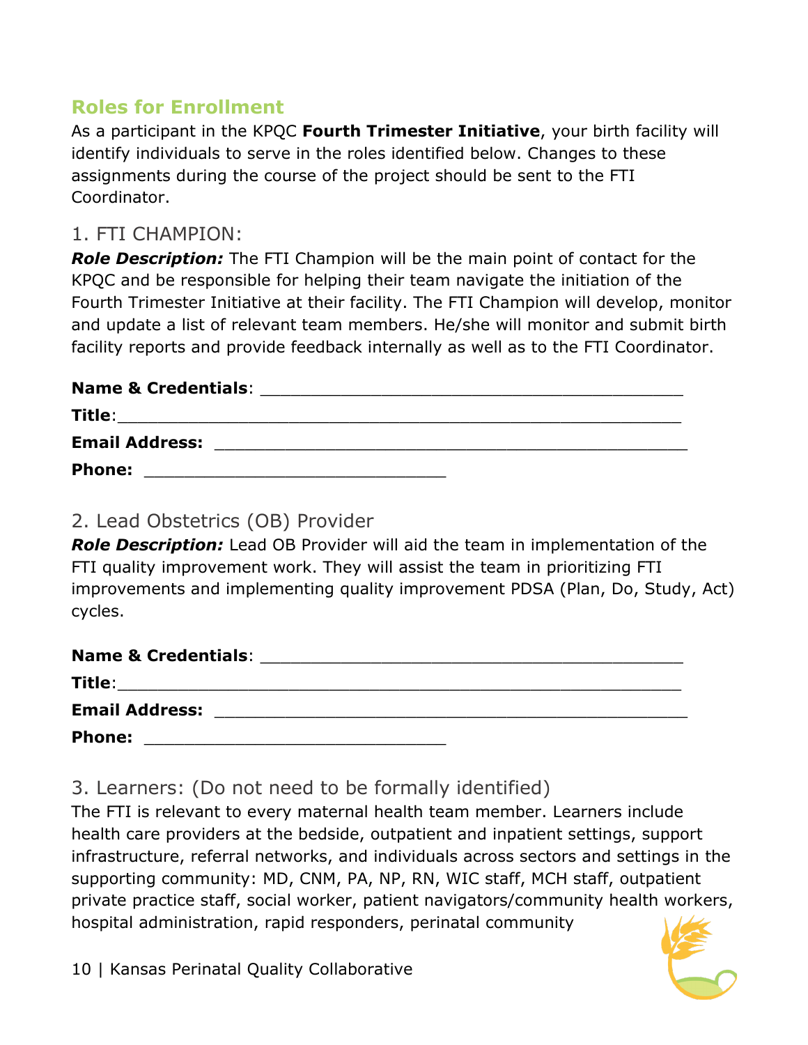## Roles for Enrollment

As a participant in the KPQC **Fourth Trimester Initiative**, your birth facility will identify individuals to serve in the roles identified below. Changes to these assignments during the course of the project should be sent to the FTI Coordinator.

### 1. FTI CHAMPION:

***Role Description:*** The FTI Champion will be the main point of contact for the KPQC and be responsible for helping their team navigate the initiation of the Fourth Trimester Initiative at their facility. The FTI Champion will develop, monitor and update a list of relevant team members. He/she will monitor and submit birth facility reports and provide feedback internally as well as to the FTI Coordinator.

**Name & Credentials**: ________________________________________

**Title**:____________________________________________________

**Email Address:** ____________________________________________

**Phone:** _____________________________

### 2. Lead Obstetrics (OB) Provider

***Role Description:*** Lead OB Provider will aid the team in implementation of the FTI quality improvement work. They will assist the team in prioritizing FTI improvements and implementing quality improvement PDSA (Plan, Do, Study, Act) cycles.

**Name & Credentials**: ________________________________________

**Title**:____________________________________________________

**Email Address:** ____________________________________________

**Phone:** _____________________________

### 3. Learners: (Do not need to be formally identified)

The FTI is relevant to every maternal health team member. Learners include health care providers at the bedside, outpatient and inpatient settings, support infrastructure, referral networks, and individuals across sectors and settings in the supporting community: MD, CNM, PA, NP, RN, WIC staff, MCH staff, outpatient private practice staff, social worker, patient navigators/community health workers, hospital administration, rapid responders, perinatal community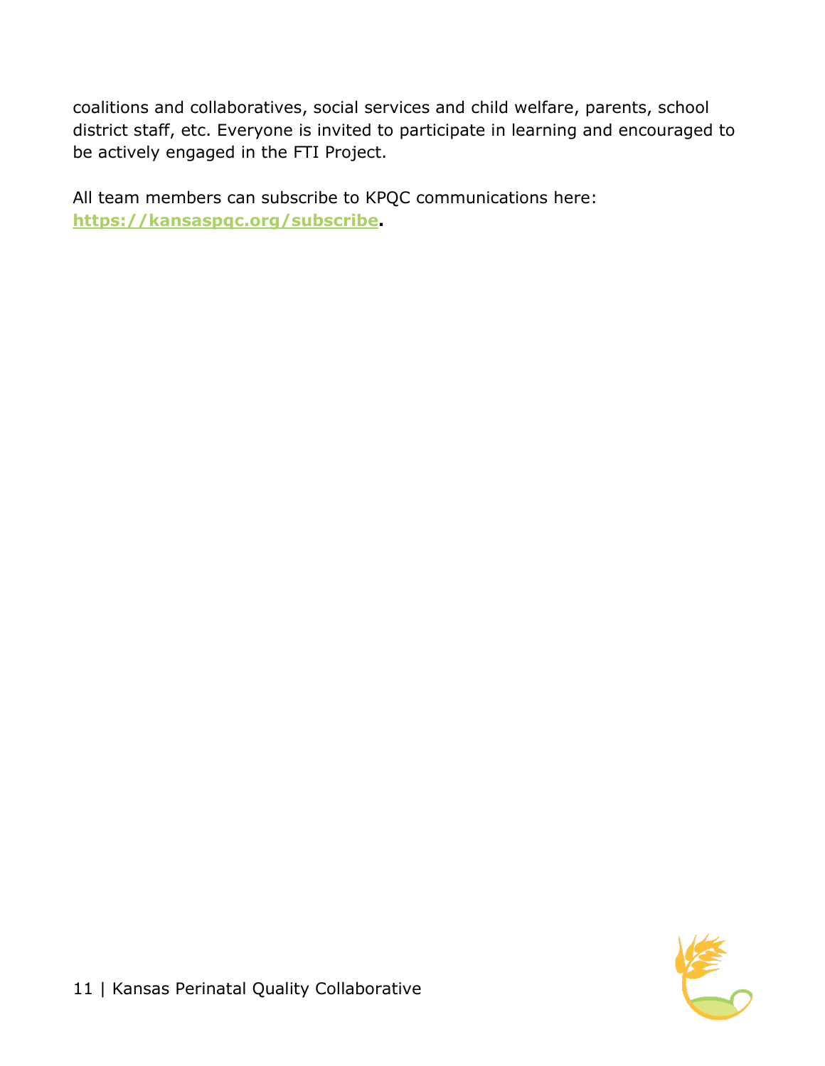coalitions and collaboratives, social services and child welfare, parents, school district staff, etc. Everyone is invited to participate in learning and encouraged to be actively engaged in the FTI Project.

All team members can subscribe to KPQC communications here: **https://kansaspqc.org/subscribe.**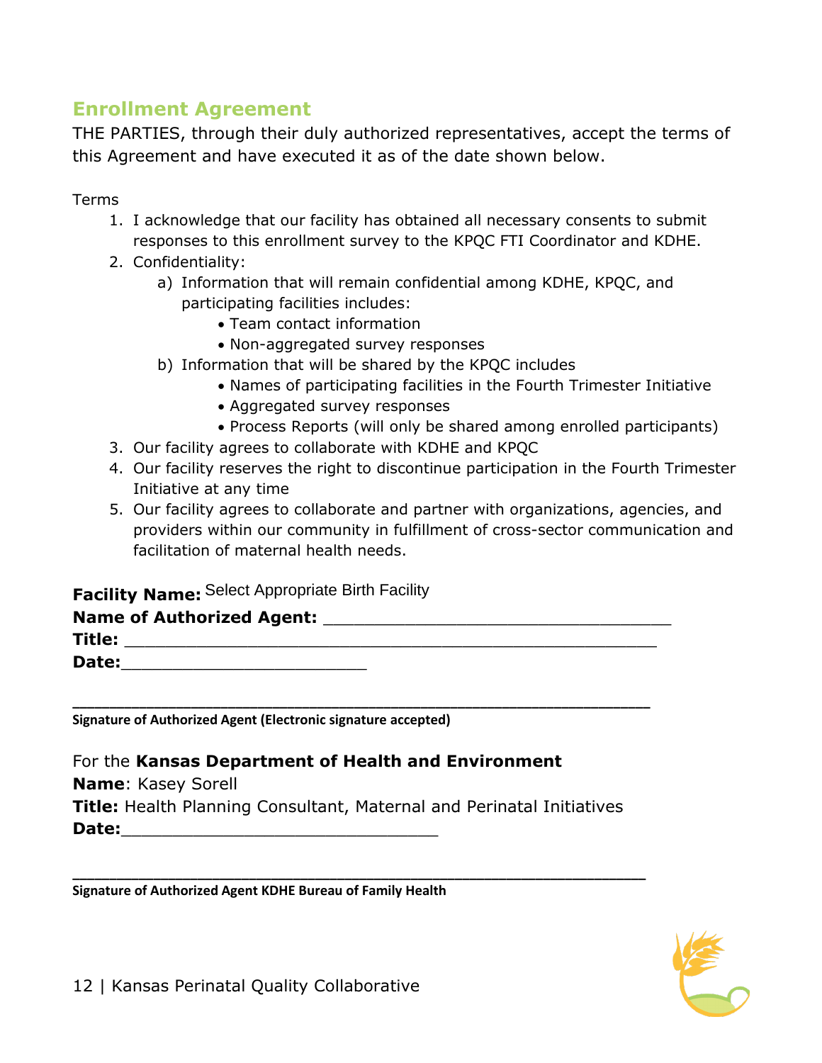## Enrollment Agreement

THE PARTIES, through their duly authorized representatives, accept the terms of this Agreement and have executed it as of the date shown below.

Terms

1. I acknowledge that our facility has obtained all necessary consents to submit responses to this enrollment survey to the KPQC FTI Coordinator and KDHE.
2. Confidentiality:
   a) Information that will remain confidential among KDHE, KPQC, and participating facilities includes:
      - Team contact information
      - Non-aggregated survey responses

   b) Information that will be shared by the KPQC includes
      - Names of participating facilities in the Fourth Trimester Initiative
      - Aggregated survey responses
      - Process Reports (will only be shared among enrolled participants)
3. Our facility agrees to collaborate with KDHE and KPQC
4. Our facility reserves the right to discontinue participation in the Fourth Trimester Initiative at any time
5. Our facility agrees to collaborate and partner with organizations, agencies, and providers within our community in fulfillment of cross-sector communication and facilitation of maternal health needs.

**Facility Name:** Select Appropriate Birth Facility
**Name of Authorized Agent:** ________________________________
**Title:** ____________________________________________________
**Date:**_______________________

_____________________________________________________________
**Signature of Authorized Agent (Electronic signature accepted)**

For the **Kansas Department of Health and Environment**
**Name**: Kasey Sorell
**Title:** Health Planning Consultant, Maternal and Perinatal Initiatives
**Date:**______________________________

_____________________________________________________________
**Signature of Authorized Agent KDHE Bureau of Family Health**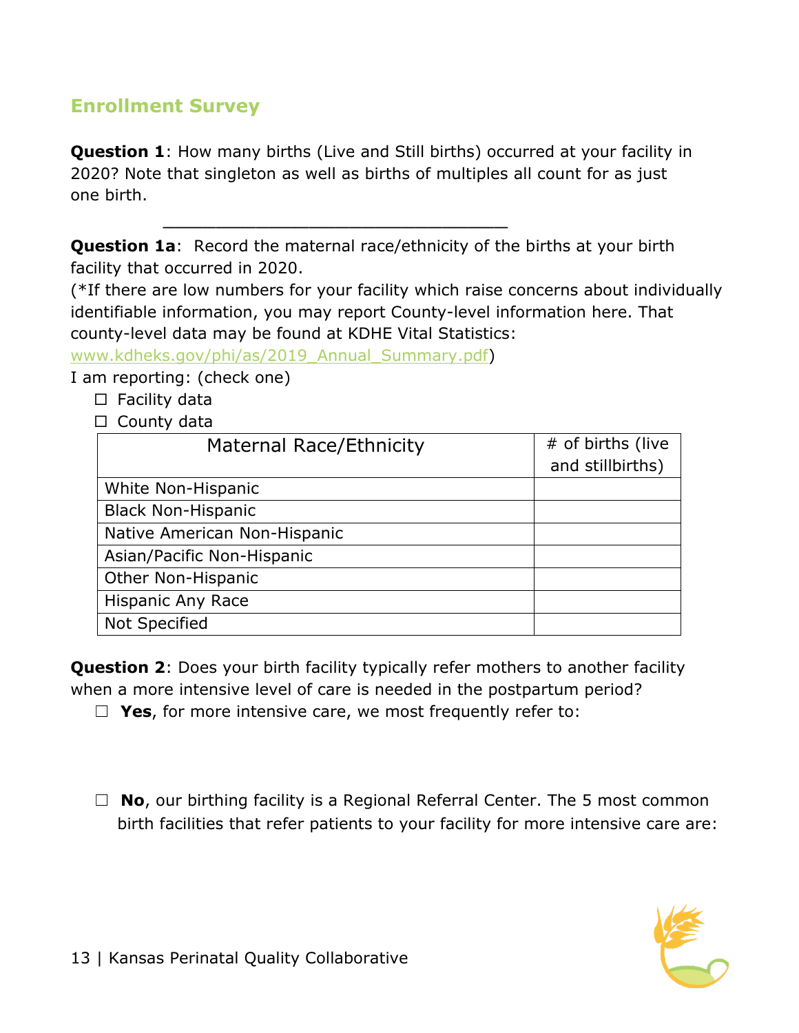## Enrollment Survey

**Question 1**: How many births (Live and Still births) occurred at your facility in 2020? Note that singleton as well as births of multiples all count for as just one birth.

\_\_\_\_\_\_\_\_\_\_\_\_\_\_\_\_\_\_\_\_\_\_\_\_\_\_\_\_\_\_\_\_

**Question 1a**: Record the maternal race/ethnicity of the births at your birth facility that occurred in 2020.
(*If there are low numbers for your facility which raise concerns about individually identifiable information, you may report County-level information here. That county-level data may be found at KDHE Vital Statistics: www.kdheks.gov/phi/as/2019_Annual_Summary.pdf)

I am reporting: (check one)

- ☐ Facility data
- ☐ County data

| Maternal Race/Ethnicity | # of births (live and stillbirths) |
|---|---|
| White Non-Hispanic | |
| Black Non-Hispanic | |
| Native American Non-Hispanic | |
| Asian/Pacific Non-Hispanic | |
| Other Non-Hispanic | |
| Hispanic Any Race | |
| Not Specified | |

**Question 2**: Does your birth facility typically refer mothers to another facility when a more intensive level of care is needed in the postpartum period?

- ☐ **Yes**, for more intensive care, we most frequently refer to:

- ☐ **No**, our birthing facility is a Regional Referral Center. The 5 most common birth facilities that refer patients to your facility for more intensive care are: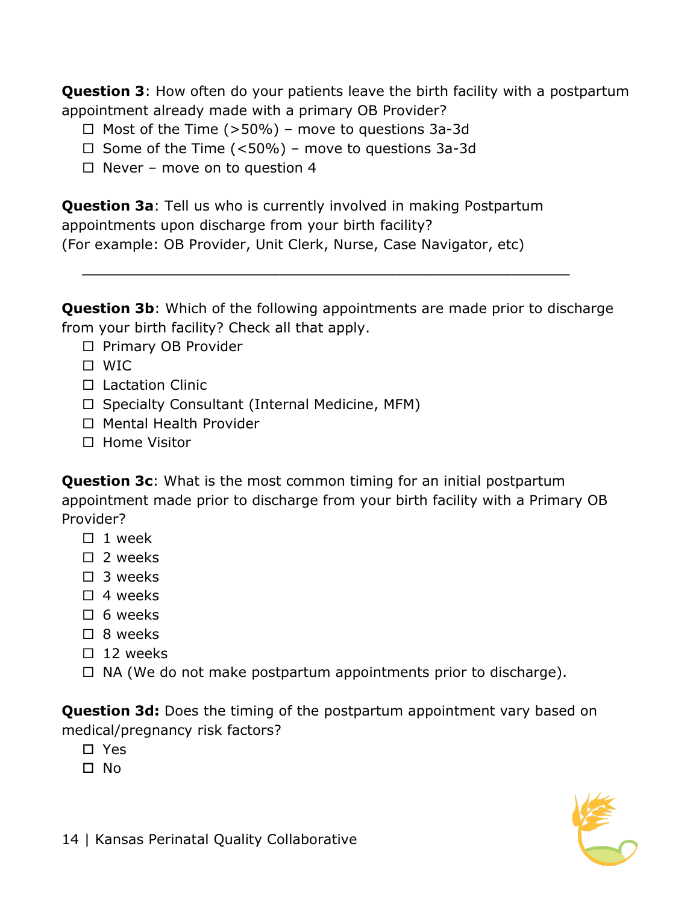**Question 3**: How often do your patients leave the birth facility with a postpartum appointment already made with a primary OB Provider?

- ☐ Most of the Time (>50%) – move to questions 3a-3d
- ☐ Some of the Time (<50%) – move to questions 3a-3d
- ☐ Never – move on to question 4

**Question 3a**: Tell us who is currently involved in making Postpartum appointments upon discharge from your birth facility?
(For example: OB Provider, Unit Clerk, Nurse, Case Navigator, etc)

\_\_\_\_\_\_\_\_\_\_\_\_\_\_\_\_\_\_\_\_\_\_\_\_\_\_\_\_\_\_\_\_\_\_\_\_\_\_\_\_\_\_\_\_\_\_\_\_\_\_\_\_\_\_

**Question 3b**: Which of the following appointments are made prior to discharge from your birth facility? Check all that apply.

- ☐ Primary OB Provider
- ☐ WIC
- ☐ Lactation Clinic
- ☐ Specialty Consultant (Internal Medicine, MFM)
- ☐ Mental Health Provider
- ☐ Home Visitor

**Question 3c**: What is the most common timing for an initial postpartum appointment made prior to discharge from your birth facility with a Primary OB Provider?

- ☐ 1 week
- ☐ 2 weeks
- ☐ 3 weeks
- ☐ 4 weeks
- ☐ 6 weeks
- ☐ 8 weeks
- ☐ 12 weeks
- ☐ NA (We do not make postpartum appointments prior to discharge).

**Question 3d:** Does the timing of the postpartum appointment vary based on medical/pregnancy risk factors?

- ☐ Yes
- ☐ No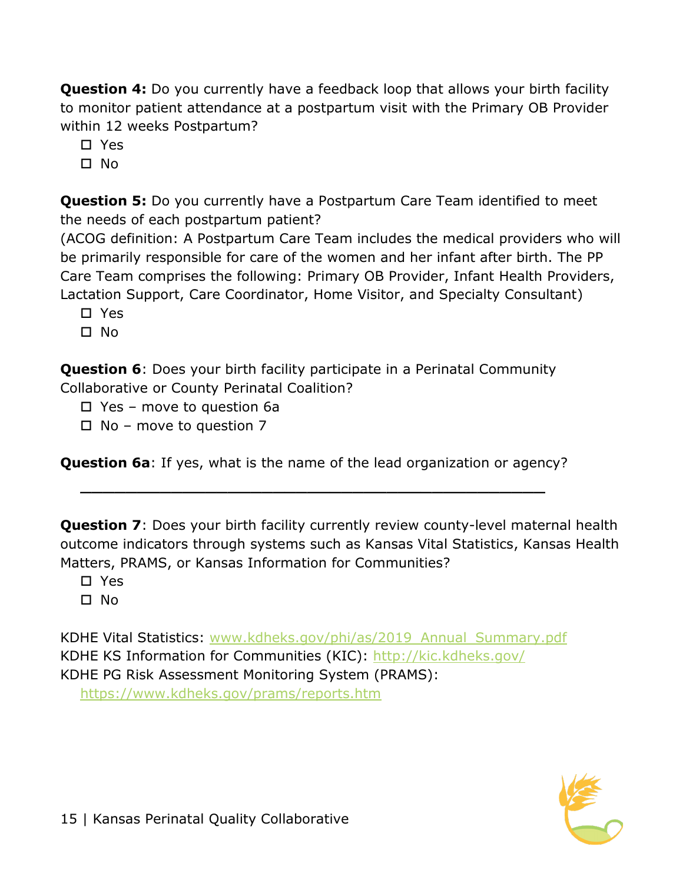**Question 4:** Do you currently have a feedback loop that allows your birth facility to monitor patient attendance at a postpartum visit with the Primary OB Provider within 12 weeks Postpartum?

- ☐ Yes
- ☐ No

**Question 5:** Do you currently have a Postpartum Care Team identified to meet the needs of each postpartum patient?
(ACOG definition: A Postpartum Care Team includes the medical providers who will be primarily responsible for care of the women and her infant after birth. The PP Care Team comprises the following: Primary OB Provider, Infant Health Providers, Lactation Support, Care Coordinator, Home Visitor, and Specialty Consultant)

- ☐ Yes
- ☐ No

**Question 6**: Does your birth facility participate in a Perinatal Community Collaborative or County Perinatal Coalition?

- ☐ Yes – move to question 6a
- ☐ No – move to question 7

**Question 6a**: If yes, what is the name of the lead organization or agency?

______________________________________________

**Question 7**: Does your birth facility currently review county-level maternal health outcome indicators through systems such as Kansas Vital Statistics, Kansas Health Matters, PRAMS, or Kansas Information for Communities?

- ☐ Yes
- ☐ No

KDHE Vital Statistics: www.kdheks.gov/phi/as/2019_Annual_Summary.pdf
KDHE KS Information for Communities (KIC): http://kic.kdheks.gov/
KDHE PG Risk Assessment Monitoring System (PRAMS):
https://www.kdheks.gov/prams/reports.htm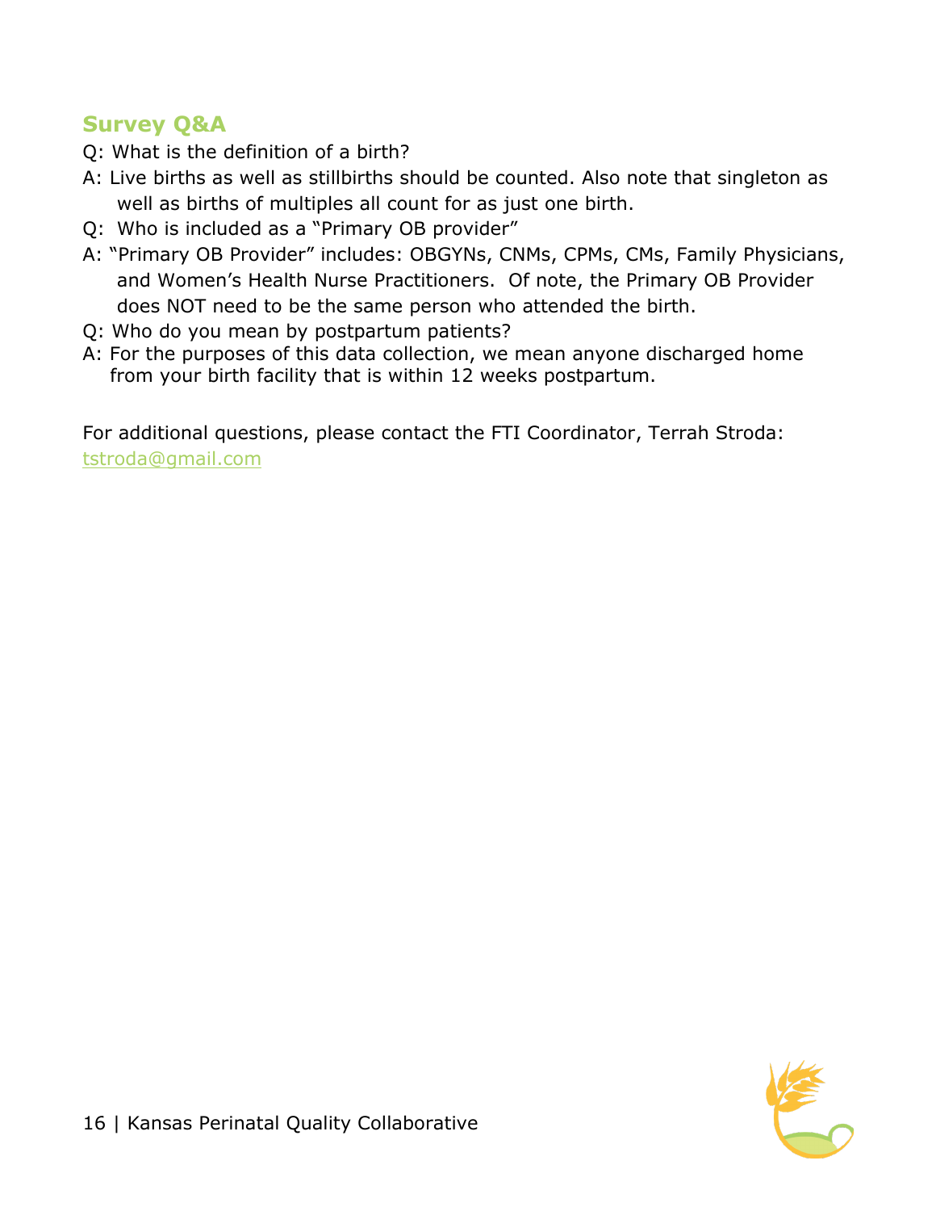## Survey Q&A

Q: What is the definition of a birth?

A: Live births as well as stillbirths should be counted. Also note that singleton as well as births of multiples all count for as just one birth.

Q: Who is included as a "Primary OB provider"

A: "Primary OB Provider" includes: OBGYNs, CNMs, CPMs, CMs, Family Physicians, and Women's Health Nurse Practitioners. Of note, the Primary OB Provider does NOT need to be the same person who attended the birth.

Q: Who do you mean by postpartum patients?

A: For the purposes of this data collection, we mean anyone discharged home from your birth facility that is within 12 weeks postpartum.

For additional questions, please contact the FTI Coordinator, Terrah Stroda: tstroda@gmail.com